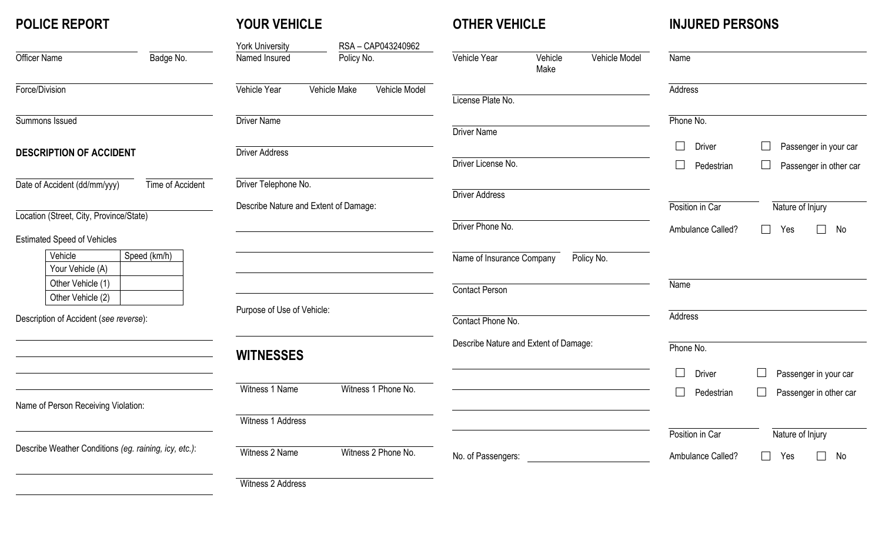## POLICE REPORT

Officer Name

Badge No.

Force/Division

Summons Issued

### DESCRIPTION OF ACCIDENT

Date of Accident (dd/mm/yyy)

Time of Accident

Location (Street, City, Province/State)

Estimated Speed of Vehicles

| Vehicle | Speed (km/h) |
|---|---|
| Your Vehicle (A) | |
| Other Vehicle (1) | |
| Other Vehicle (2) | |

Description of Accident (*see reverse*):

Name of Person Receiving Violation:

Describe Weather Conditions *(eg. raining, icy, etc.)*:

## YOUR VEHICLE

York University — Named Insured

RSA – CAP043240962 — Policy No.

Vehicle Year

Vehicle Make

Vehicle Model

Driver Name

Driver Address

Driver Telephone No.

Describe Nature and Extent of Damage:

Purpose of Use of Vehicle:

## WITNESSES

Witness 1 Name

Witness 1 Phone No.

Witness 1 Address

Witness 2 Name

Witness 2 Phone No.

Witness 2 Address

## OTHER VEHICLE

Vehicle Year

Vehicle Make

Vehicle Model

License Plate No.

Driver Name

Driver License No.

Driver Address

Driver Phone No.

Name of Insurance Company

Policy No.

Contact Person

Contact Phone No.

Describe Nature and Extent of Damage:

No. of Passengers:

## INJURED PERSONS

Name

Address

Phone No.

☐ Driver ☐ Passenger in your car

☐ Pedestrian ☐ Passenger in other car

Position in Car

Nature of Injury

Ambulance Called? ☐ Yes ☐ No

Name

Address

Phone No.

☐ Driver ☐ Passenger in your car

☐ Pedestrian ☐ Passenger in other car

Position in Car

Nature of Injury

Ambulance Called? ☐ Yes ☐ No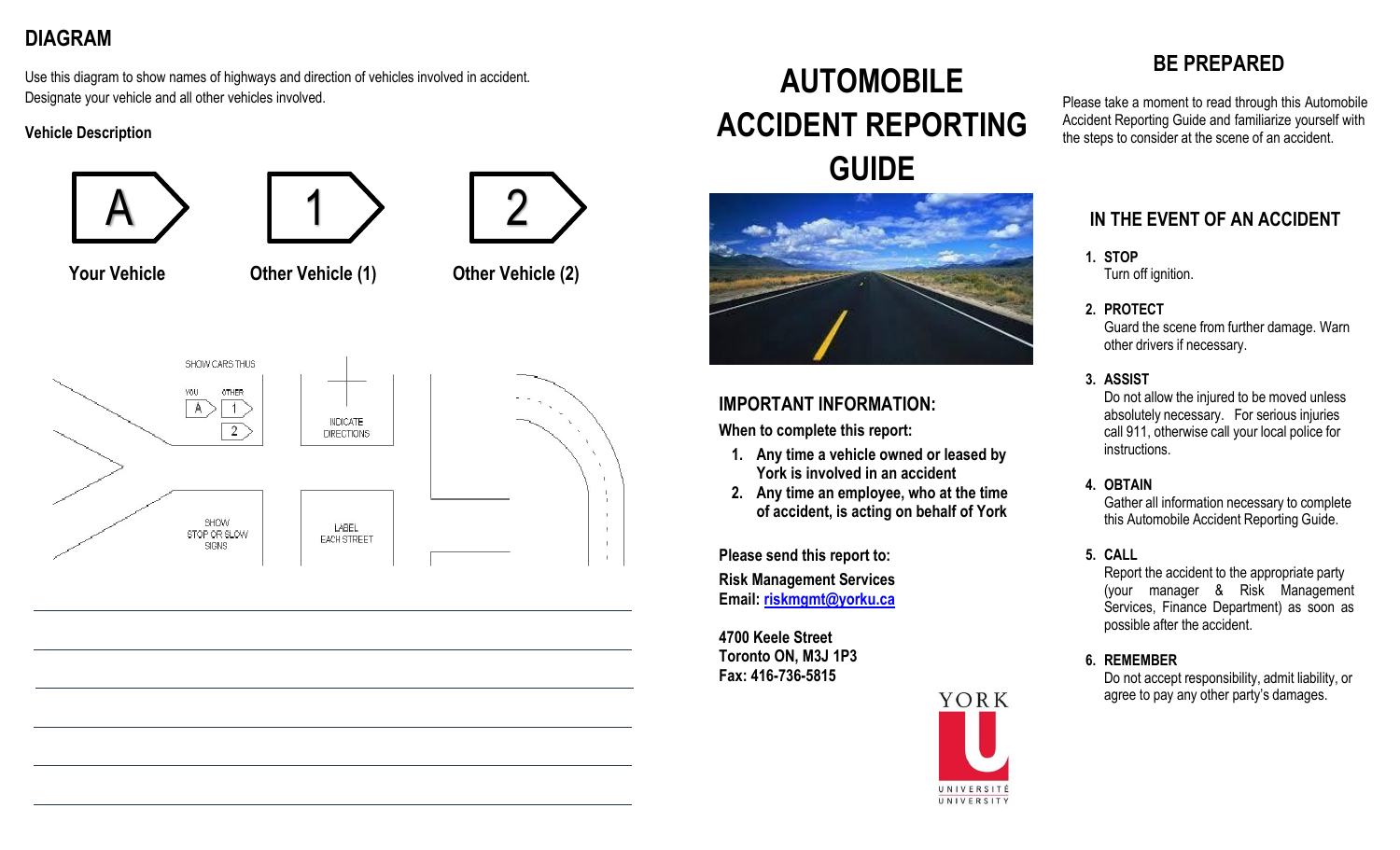## DIAGRAM

Use this diagram to show names of highways and direction of vehicles involved in accident.
Designate your vehicle and all other vehicles involved.

**Vehicle Description**

A — **Your Vehicle**

1 — **Other Vehicle (1)**

2 — **Other Vehicle (2)**

SHOW CARS THUS

YOU A

OTHER 1 2

INDICATE DIRECTIONS

SHOW STOP OR SLOW SIGNS

LABEL EACH STREET

# AUTOMOBILE ACCIDENT REPORTING GUIDE

### IMPORTANT INFORMATION:

**When to complete this report:**

1. **Any time a vehicle owned or leased by York is involved in an accident**
2. **Any time an employee, who at the time of accident, is acting on behalf of York**

**Please send this report to:**

**Risk Management Services**
**Email: riskmgmt@yorku.ca**

**4700 Keele Street**
**Toronto ON, M3J 1P3**
**Fax: 416-736-5815**

YORK UNIVERSITÉ UNIVERSITY

## BE PREPARED

Please take a moment to read through this Automobile Accident Reporting Guide and familiarize yourself with the steps to consider at the scene of an accident.

## IN THE EVENT OF AN ACCIDENT

1. **STOP**
   Turn off ignition.
2. **PROTECT**
   Guard the scene from further damage. Warn other drivers if necessary.
3. **ASSIST**
   Do not allow the injured to be moved unless absolutely necessary. For serious injuries call 911, otherwise call your local police for instructions.
4. **OBTAIN**
   Gather all information necessary to complete this Automobile Accident Reporting Guide.
5. **CALL**
   Report the accident to the appropriate party (your manager & Risk Management Services, Finance Department) as soon as possible after the accident.
6. **REMEMBER**
   Do not accept responsibility, admit liability, or agree to pay any other party's damages.